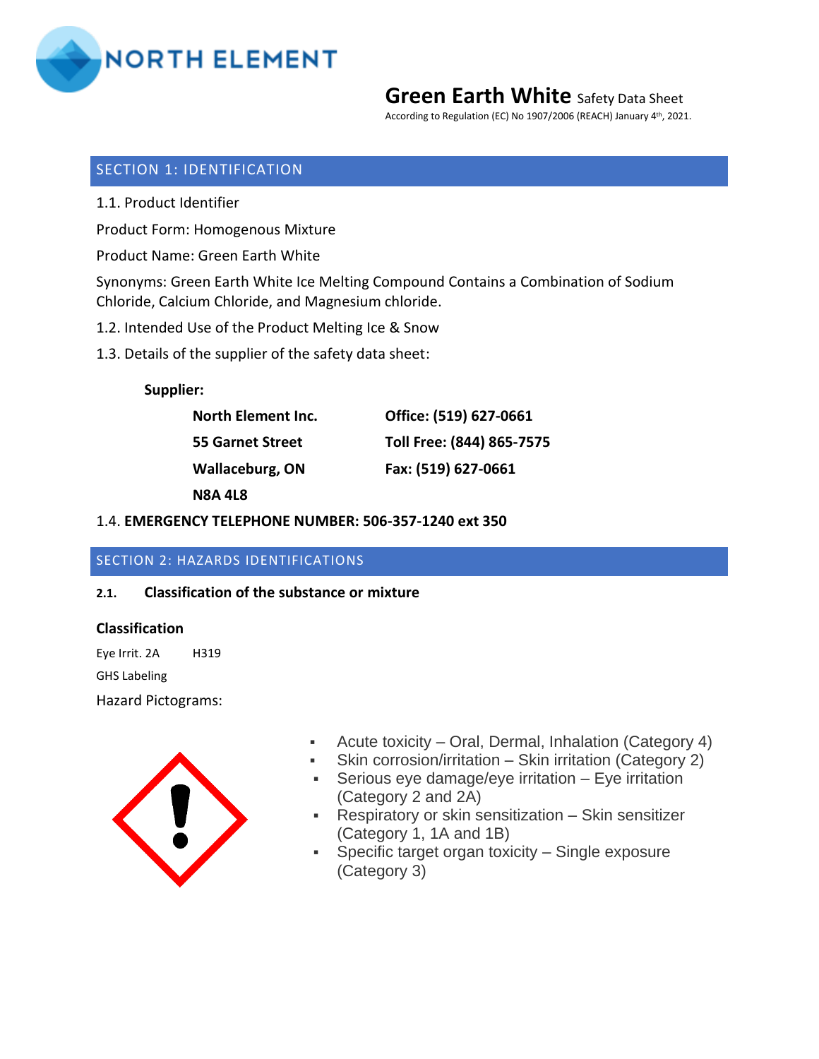NORTH ELEMENT

# Green Earth White Safety Data Sheet

According to Regulation (EC) No 1907/2006 (REACH) January 4th, 2021.

## SECTION 1: IDENTIFICATION

1.1. Product Identifier

Product Form: Homogenous Mixture

Product Name: Green Earth White

Synonyms: Green Earth White Ice Melting Compound Contains a Combination of Sodium Chloride, Calcium Chloride, and Magnesium chloride.

1.2. Intended Use of the Product Melting Ice & Snow

1.3. Details of the supplier of the safety data sheet:

**Supplier:**

| | |
|---|---|
| **North Element Inc.** | **Office: (519) 627-0661** |
| **55 Garnet Street** | **Toll Free: (844) 865-7575** |
| **Wallaceburg, ON** | **Fax: (519) 627-0661** |
| **N8A 4L8** | |

1.4. **EMERGENCY TELEPHONE NUMBER: 506-357-1240 ext 350**

## SECTION 2: HAZARDS IDENTIFICATIONS

### 2.1. Classification of the substance or mixture

**Classification**

Eye Irrit. 2A H319

GHS Labeling

Hazard Pictograms:

- Acute toxicity – Oral, Dermal, Inhalation (Category 4)
- Skin corrosion/irritation – Skin irritation (Category 2)
- Serious eye damage/eye irritation – Eye irritation (Category 2 and 2A)
- Respiratory or skin sensitization – Skin sensitizer (Category 1, 1A and 1B)
- Specific target organ toxicity – Single exposure (Category 3)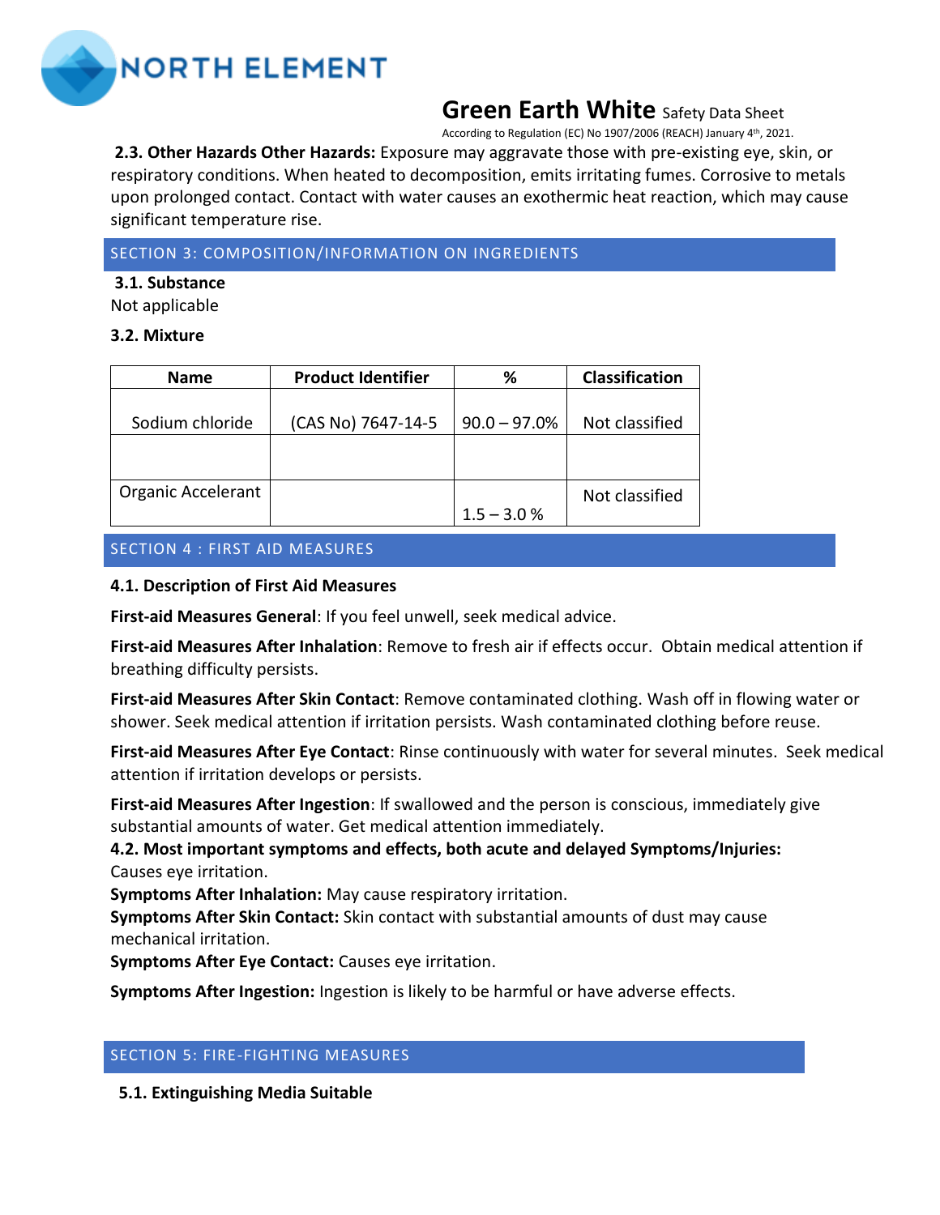**2.3. Other Hazards Other Hazards:** Exposure may aggravate those with pre-existing eye, skin, or respiratory conditions. When heated to decomposition, emits irritating fumes. Corrosive to metals upon prolonged contact. Contact with water causes an exothermic heat reaction, which may cause significant temperature rise.

## SECTION 3: COMPOSITION/INFORMATION ON INGREDIENTS

**3.1. Substance**

Not applicable

**3.2. Mixture**

| Name | Product Identifier | % | Classification |
|---|---|---|---|
| Sodium chloride | (CAS No) 7647-14-5 | 90.0 – 97.0% | Not classified |
| | | | |
| Organic Accelerant | | 1.5 – 3.0 % | Not classified |

## SECTION 4 : FIRST AID MEASURES

**4.1. Description of First Aid Measures**

**First-aid Measures General**: If you feel unwell, seek medical advice.

**First-aid Measures After Inhalation**: Remove to fresh air if effects occur. Obtain medical attention if breathing difficulty persists.

**First-aid Measures After Skin Contact**: Remove contaminated clothing. Wash off in flowing water or shower. Seek medical attention if irritation persists. Wash contaminated clothing before reuse.

**First-aid Measures After Eye Contact**: Rinse continuously with water for several minutes. Seek medical attention if irritation develops or persists.

**First-aid Measures After Ingestion**: If swallowed and the person is conscious, immediately give substantial amounts of water. Get medical attention immediately.

**4.2. Most important symptoms and effects, both acute and delayed Symptoms/Injuries:** Causes eye irritation.

**Symptoms After Inhalation:** May cause respiratory irritation.

**Symptoms After Skin Contact:** Skin contact with substantial amounts of dust may cause mechanical irritation.

**Symptoms After Eye Contact:** Causes eye irritation.

**Symptoms After Ingestion:** Ingestion is likely to be harmful or have adverse effects.

## SECTION 5: FIRE-FIGHTING MEASURES

**5.1. Extinguishing Media Suitable**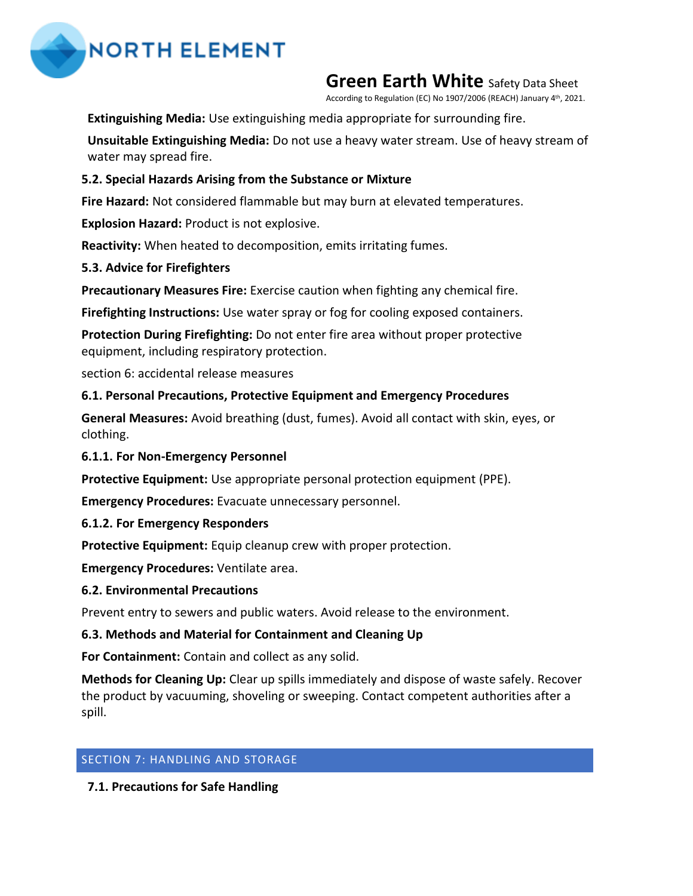**Extinguishing Media:** Use extinguishing media appropriate for surrounding fire.

**Unsuitable Extinguishing Media:** Do not use a heavy water stream. Use of heavy stream of water may spread fire.

**5.2. Special Hazards Arising from the Substance or Mixture**

**Fire Hazard:** Not considered flammable but may burn at elevated temperatures.

**Explosion Hazard:** Product is not explosive.

**Reactivity:** When heated to decomposition, emits irritating fumes.

**5.3. Advice for Firefighters**

**Precautionary Measures Fire:** Exercise caution when fighting any chemical fire.

**Firefighting Instructions:** Use water spray or fog for cooling exposed containers.

**Protection During Firefighting:** Do not enter fire area without proper protective equipment, including respiratory protection.

## section 6: accidental release measures

**6.1. Personal Precautions, Protective Equipment and Emergency Procedures**

**General Measures:** Avoid breathing (dust, fumes). Avoid all contact with skin, eyes, or clothing.

**6.1.1. For Non-Emergency Personnel**

**Protective Equipment:** Use appropriate personal protection equipment (PPE).

**Emergency Procedures:** Evacuate unnecessary personnel.

**6.1.2. For Emergency Responders**

**Protective Equipment:** Equip cleanup crew with proper protection.

**Emergency Procedures:** Ventilate area.

**6.2. Environmental Precautions**

Prevent entry to sewers and public waters. Avoid release to the environment.

**6.3. Methods and Material for Containment and Cleaning Up**

**For Containment:** Contain and collect as any solid.

**Methods for Cleaning Up:** Clear up spills immediately and dispose of waste safely. Recover the product by vacuuming, shoveling or sweeping. Contact competent authorities after a spill.

## SECTION 7: HANDLING AND STORAGE

**7.1. Precautions for Safe Handling**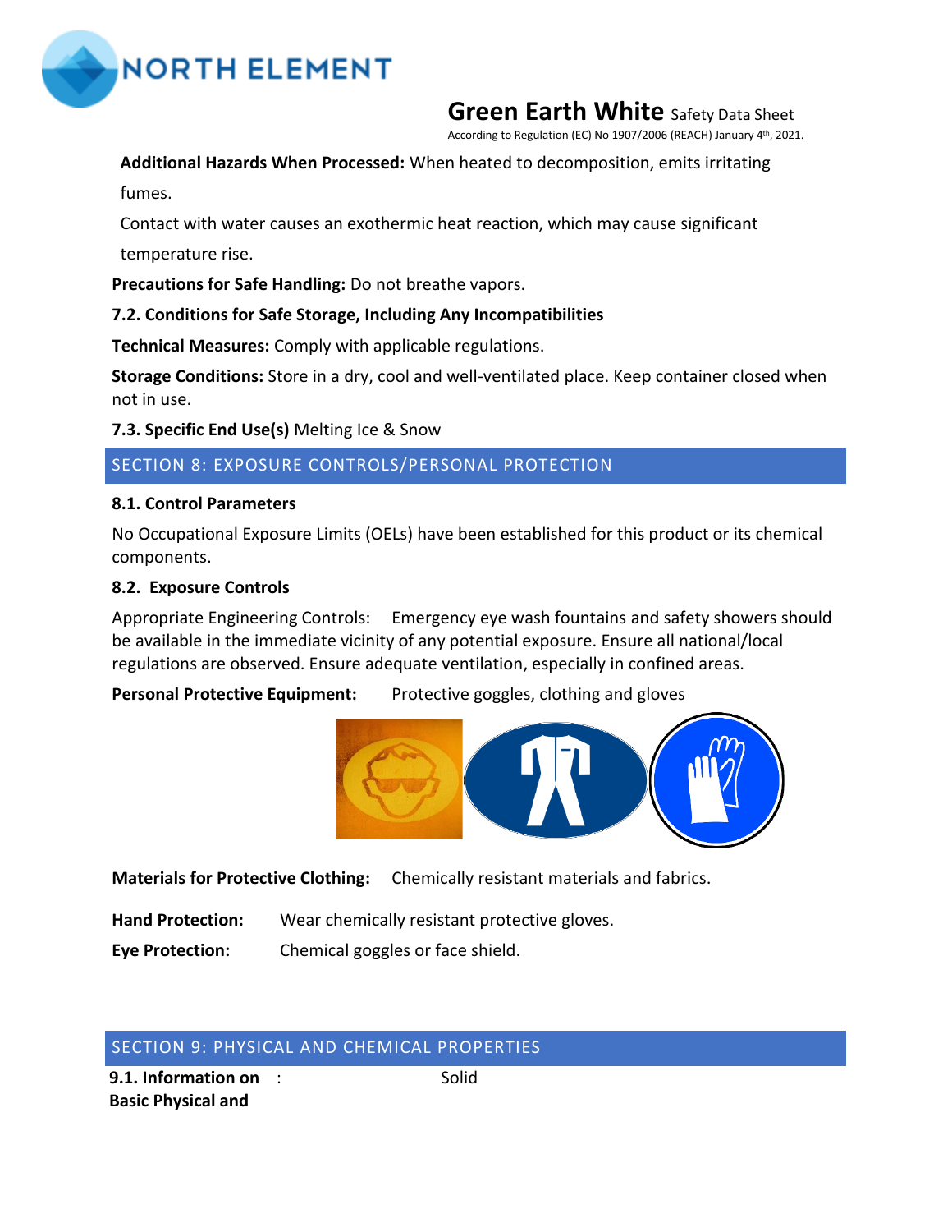**Additional Hazards When Processed:** When heated to decomposition, emits irritating fumes.

Contact with water causes an exothermic heat reaction, which may cause significant temperature rise.

**Precautions for Safe Handling:** Do not breathe vapors.

**7.2. Conditions for Safe Storage, Including Any Incompatibilities**

**Technical Measures:** Comply with applicable regulations.

**Storage Conditions:** Store in a dry, cool and well-ventilated place. Keep container closed when not in use.

**7.3. Specific End Use(s)** Melting Ice & Snow

## SECTION 8: EXPOSURE CONTROLS/PERSONAL PROTECTION

**8.1. Control Parameters**

No Occupational Exposure Limits (OELs) have been established for this product or its chemical components.

**8.2. Exposure Controls**

Appropriate Engineering Controls: Emergency eye wash fountains and safety showers should be available in the immediate vicinity of any potential exposure. Ensure all national/local regulations are observed. Ensure adequate ventilation, especially in confined areas.

**Personal Protective Equipment:** Protective goggles, clothing and gloves

**Materials for Protective Clothing:** Chemically resistant materials and fabrics.

**Hand Protection:** Wear chemically resistant protective gloves.

**Eye Protection:** Chemical goggles or face shield.

## SECTION 9: PHYSICAL AND CHEMICAL PROPERTIES

**9.1. Information on Basic Physical and** : Solid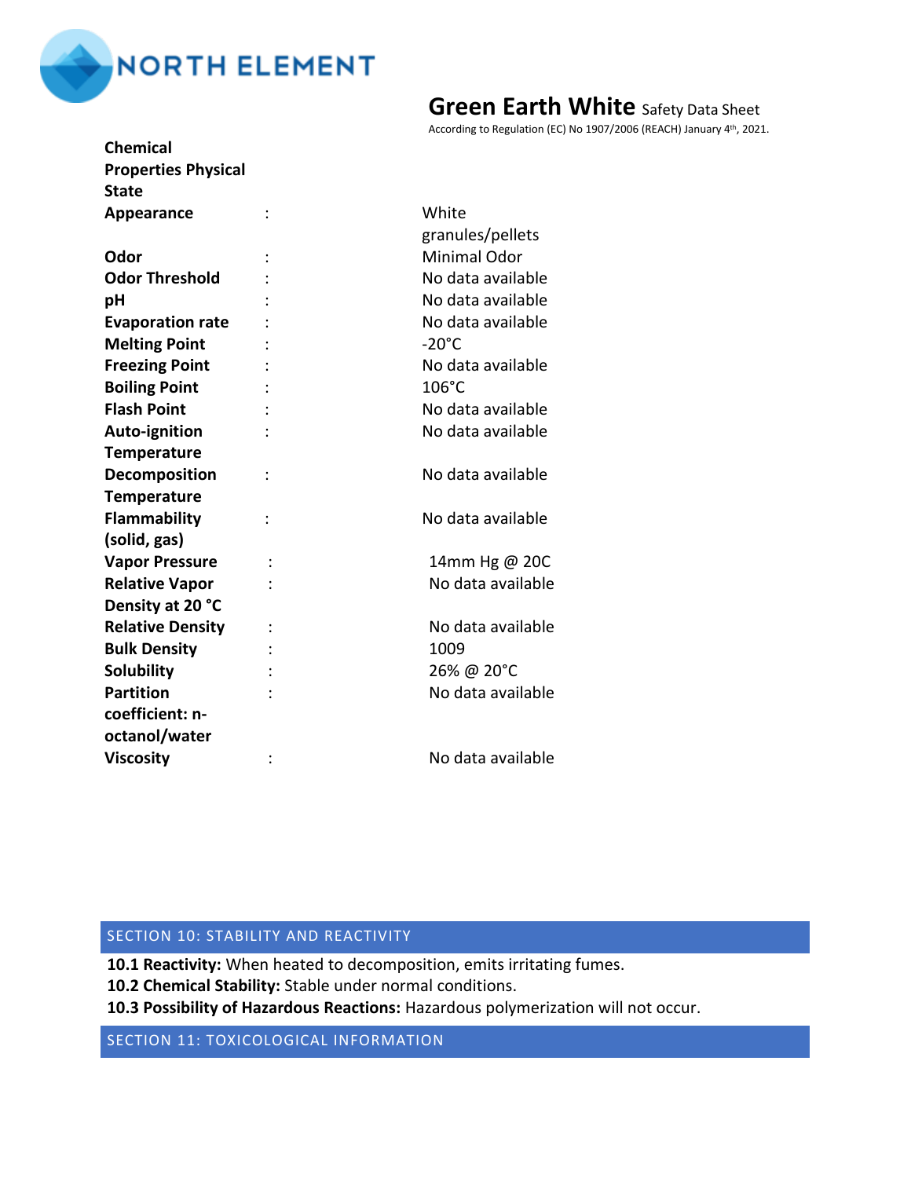**Green Earth White** Safety Data Sheet

According to Regulation (EC) No 1907/2006 (REACH) January 4th, 2021.

**Chemical Properties Physical State**

| | | |
|---|---|---|
| **Appearance** | : | White granules/pellets |
| **Odor** | : | Minimal Odor |
| **Odor Threshold** | : | No data available |
| **pH** | : | No data available |
| **Evaporation rate** | : | No data available |
| **Melting Point** | : | -20°C |
| **Freezing Point** | : | No data available |
| **Boiling Point** | : | 106°C |
| **Flash Point** | : | No data available |
| **Auto-ignition Temperature** | : | No data available |
| **Decomposition Temperature** | : | No data available |
| **Flammability (solid, gas)** | : | No data available |
| **Vapor Pressure** | : | 14mm Hg @ 20C |
| **Relative Vapor Density at 20 °C** | : | No data available |
| **Relative Density** | : | No data available |
| **Bulk Density** | : | 1009 |
| **Solubility** | : | 26% @ 20°C |
| **Partition coefficient: n-octanol/water** | : | No data available |
| **Viscosity** | : | No data available |

## SECTION 10: STABILITY AND REACTIVITY

**10.1 Reactivity:** When heated to decomposition, emits irritating fumes.

**10.2 Chemical Stability:** Stable under normal conditions.

**10.3 Possibility of Hazardous Reactions:** Hazardous polymerization will not occur.

## SECTION 11: TOXICOLOGICAL INFORMATION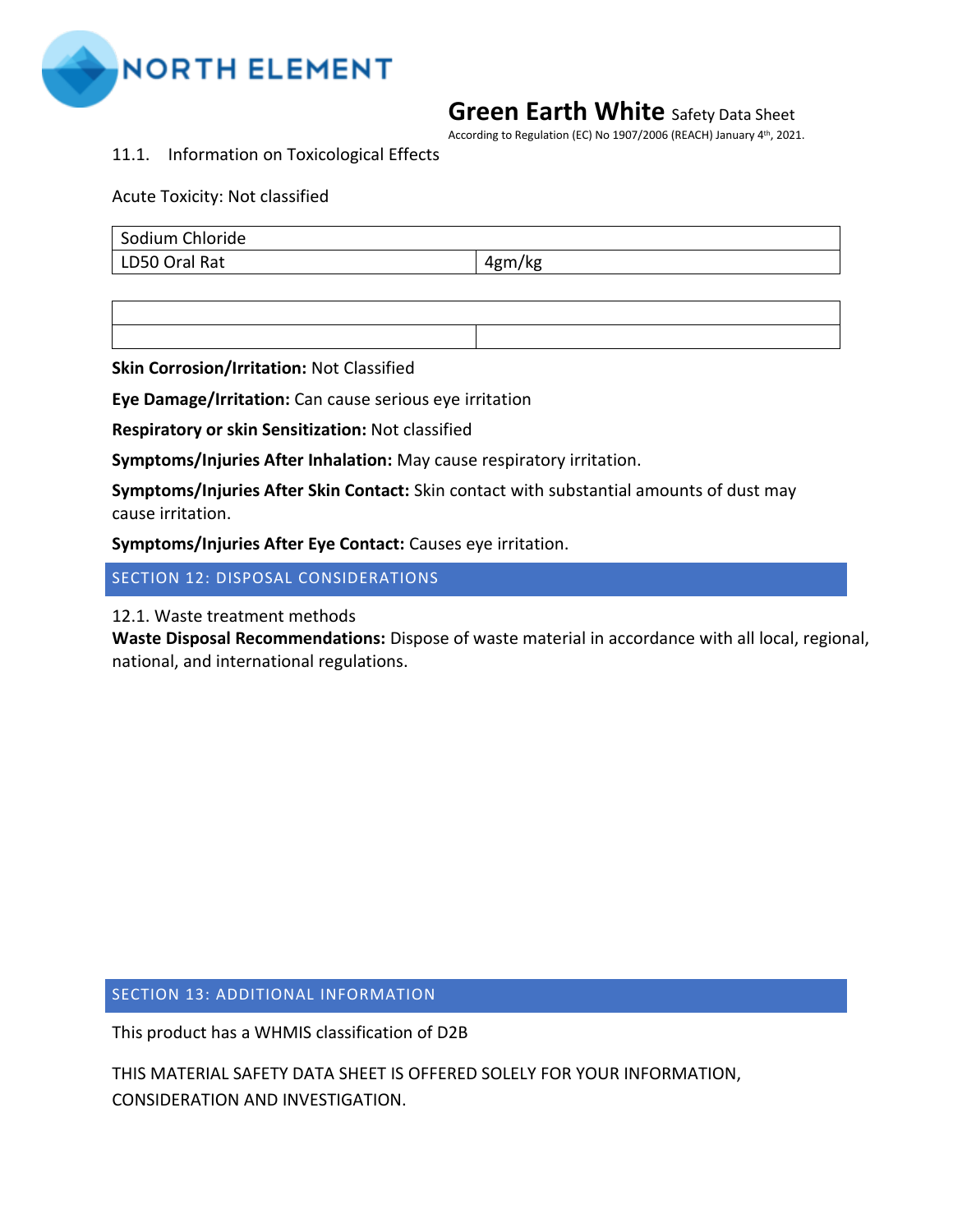11.1. Information on Toxicological Effects

Acute Toxicity: Not classified

| Sodium Chloride | |
|---|---|
| LD50 Oral Rat | 4gm/kg |

| | |
|---|---|
| | |

**Skin Corrosion/Irritation:** Not Classified

**Eye Damage/Irritation:** Can cause serious eye irritation

**Respiratory or skin Sensitization:** Not classified

**Symptoms/Injuries After Inhalation:** May cause respiratory irritation.

**Symptoms/Injuries After Skin Contact:** Skin contact with substantial amounts of dust may cause irritation.

**Symptoms/Injuries After Eye Contact:** Causes eye irritation.

## SECTION 12: DISPOSAL CONSIDERATIONS

12.1. Waste treatment methods

**Waste Disposal Recommendations:** Dispose of waste material in accordance with all local, regional, national, and international regulations.

## SECTION 13: ADDITIONAL INFORMATION

This product has a WHMIS classification of D2B

THIS MATERIAL SAFETY DATA SHEET IS OFFERED SOLELY FOR YOUR INFORMATION, CONSIDERATION AND INVESTIGATION.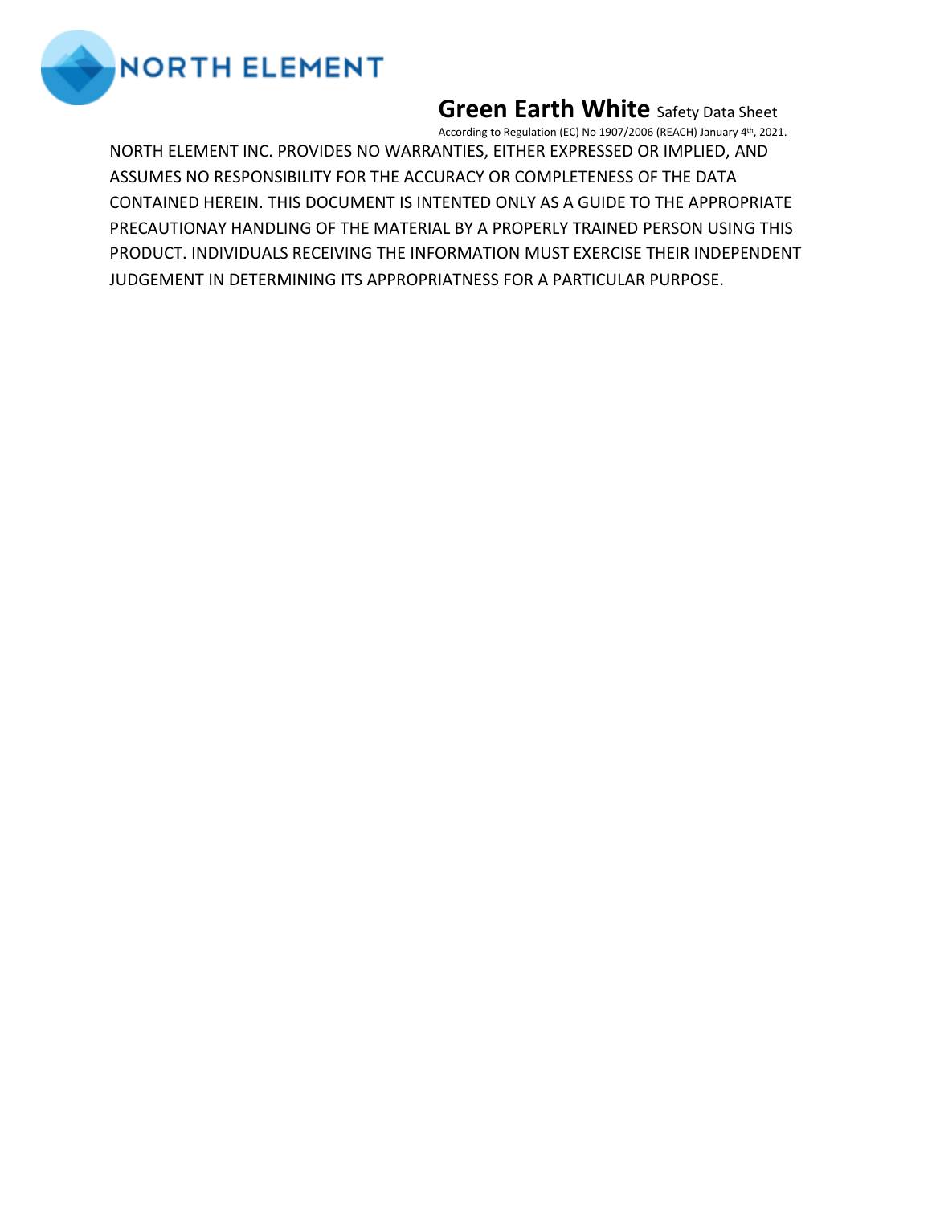NORTH ELEMENT INC. PROVIDES NO WARRANTIES, EITHER EXPRESSED OR IMPLIED, AND ASSUMES NO RESPONSIBILITY FOR THE ACCURACY OR COMPLETENESS OF THE DATA CONTAINED HEREIN. THIS DOCUMENT IS INTENTED ONLY AS A GUIDE TO THE APPROPRIATE PRECAUTIONAY HANDLING OF THE MATERIAL BY A PROPERLY TRAINED PERSON USING THIS PRODUCT. INDIVIDUALS RECEIVING THE INFORMATION MUST EXERCISE THEIR INDEPENDENT JUDGEMENT IN DETERMINING ITS APPROPRIATNESS FOR A PARTICULAR PURPOSE.